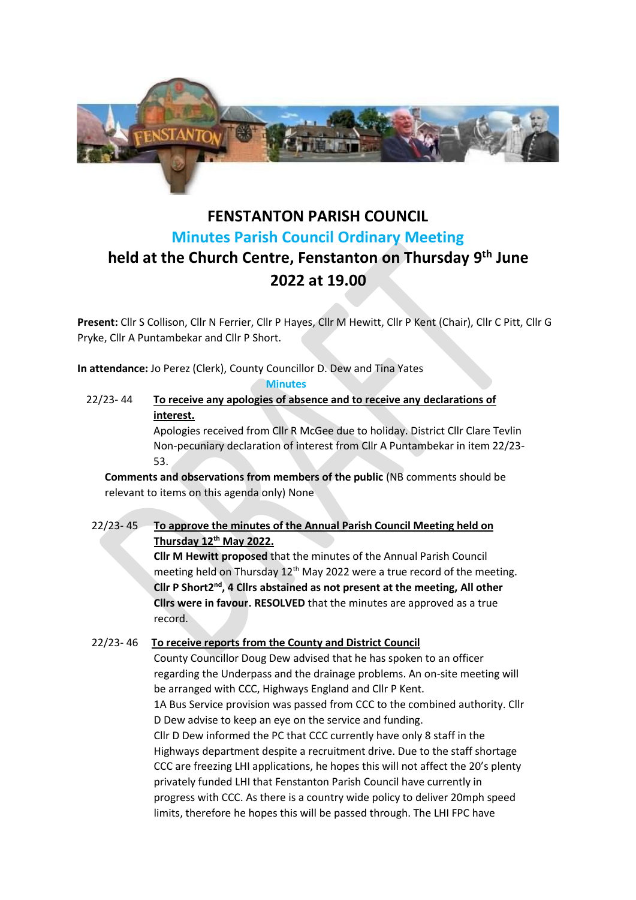# FENSTANTON PARISH COUNCIL

## Minutes Parish Council Ordinary Meeting

## held at the Church Centre, Fenstanton on Thursday 9th June 2022 at 19.00

**Present:** Cllr S Collison, Cllr N Ferrier, Cllr P Hayes, Cllr M Hewitt, Cllr P Kent (Chair), Cllr C Pitt, Cllr G Pryke, Cllr A Puntambekar and Cllr P Short.

**In attendance:** Jo Perez (Clerk), County Councillor D. Dew and Tina Yates

**Minutes**

22/23- 44 **To receive any apologies of absence and to receive any declarations of interest.**

Apologies received from Cllr R McGee due to holiday. District Cllr Clare Tevlin
Non-pecuniary declaration of interest from Cllr A Puntambekar in item 22/23-53.

**Comments and observations from members of the public** (NB comments should be relevant to items on this agenda only) None

22/23- 45 **To approve the minutes of the Annual Parish Council Meeting held on Thursday 12th May 2022.**

**Cllr M Hewitt proposed** that the minutes of the Annual Parish Council meeting held on Thursday 12th May 2022 were a true record of the meeting. **Cllr P Short2nd, 4 Cllrs abstained as not present at the meeting, All other Cllrs were in favour. RESOLVED** that the minutes are approved as a true record.

22/23- 46 **To receive reports from the County and District Council**

County Councillor Doug Dew advised that he has spoken to an officer regarding the Underpass and the drainage problems. An on-site meeting will be arranged with CCC, Highways England and Cllr P Kent.

1A Bus Service provision was passed from CCC to the combined authority. Cllr D Dew advise to keep an eye on the service and funding.

Cllr D Dew informed the PC that CCC currently have only 8 staff in the Highways department despite a recruitment drive. Due to the staff shortage CCC are freezing LHI applications, he hopes this will not affect the 20's plenty privately funded LHI that Fenstanton Parish Council have currently in progress with CCC. As there is a country wide policy to deliver 20mph speed limits, therefore he hopes this will be passed through. The LHI FPC have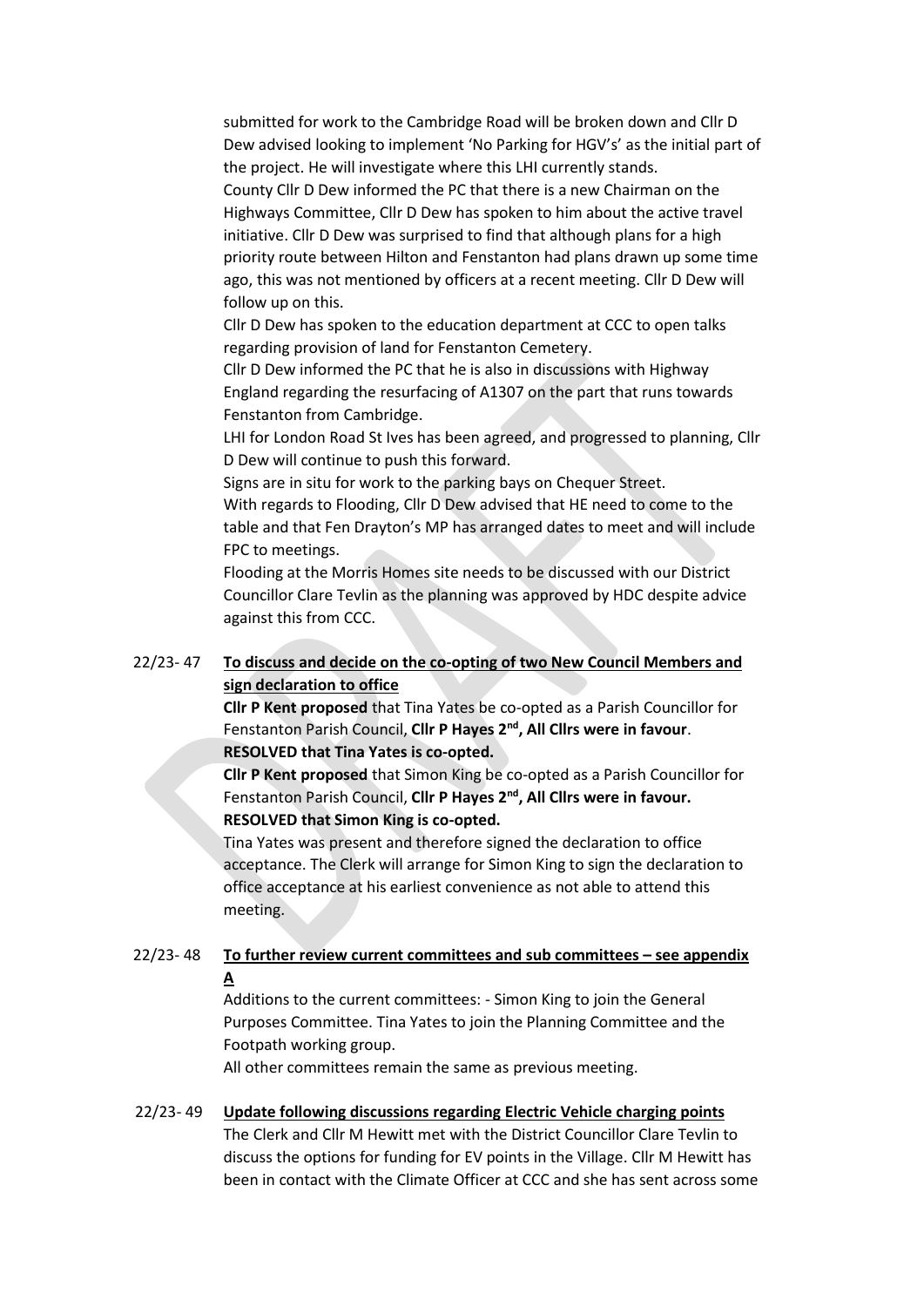submitted for work to the Cambridge Road will be broken down and Cllr D Dew advised looking to implement 'No Parking for HGV's' as the initial part of the project. He will investigate where this LHI currently stands.

County Cllr D Dew informed the PC that there is a new Chairman on the Highways Committee, Cllr D Dew has spoken to him about the active travel initiative. Cllr D Dew was surprised to find that although plans for a high priority route between Hilton and Fenstanton had plans drawn up some time ago, this was not mentioned by officers at a recent meeting. Cllr D Dew will follow up on this.

Cllr D Dew has spoken to the education department at CCC to open talks regarding provision of land for Fenstanton Cemetery.

Cllr D Dew informed the PC that he is also in discussions with Highway England regarding the resurfacing of A1307 on the part that runs towards Fenstanton from Cambridge.

LHI for London Road St Ives has been agreed, and progressed to planning, Cllr D Dew will continue to push this forward.

Signs are in situ for work to the parking bays on Chequer Street.

With regards to Flooding, Cllr D Dew advised that HE need to come to the table and that Fen Drayton's MP has arranged dates to meet and will include FPC to meetings.

Flooding at the Morris Homes site needs to be discussed with our District Councillor Clare Tevlin as the planning was approved by HDC despite advice against this from CCC.

22/23- 47 **To discuss and decide on the co-opting of two New Council Members and sign declaration to office**

**Cllr P Kent proposed** that Tina Yates be co-opted as a Parish Councillor for Fenstanton Parish Council, **Cllr P Hayes 2nd, All Cllrs were in favour**.
**RESOLVED that Tina Yates is co-opted.**

**Cllr P Kent proposed** that Simon King be co-opted as a Parish Councillor for Fenstanton Parish Council, **Cllr P Hayes 2nd, All Cllrs were in favour.**
**RESOLVED that Simon King is co-opted.**

Tina Yates was present and therefore signed the declaration to office acceptance. The Clerk will arrange for Simon King to sign the declaration to office acceptance at his earliest convenience as not able to attend this meeting.

22/23- 48 **To further review current committees and sub committees – see appendix A**

Additions to the current committees: - Simon King to join the General Purposes Committee. Tina Yates to join the Planning Committee and the Footpath working group.

All other committees remain the same as previous meeting.

22/23- 49 **Update following discussions regarding Electric Vehicle charging points**

The Clerk and Cllr M Hewitt met with the District Councillor Clare Tevlin to discuss the options for funding for EV points in the Village. Cllr M Hewitt has been in contact with the Climate Officer at CCC and she has sent across some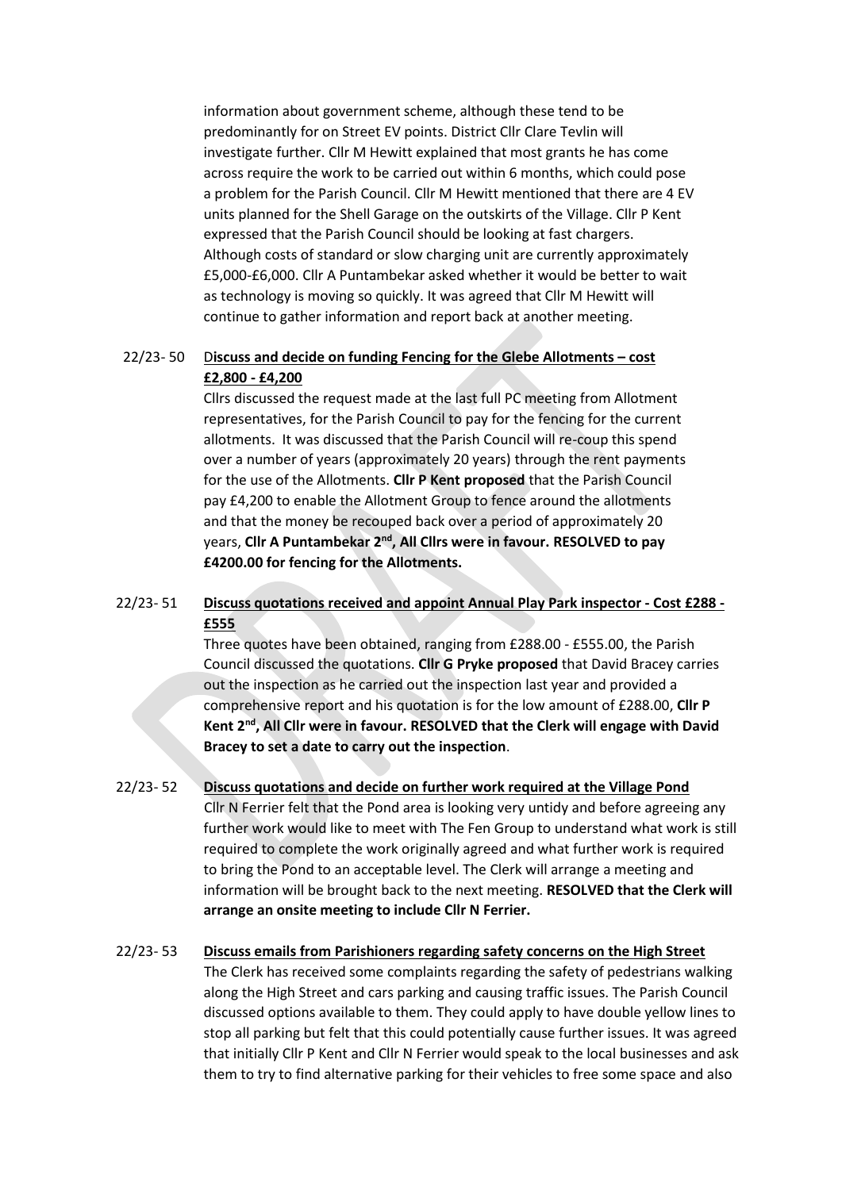information about government scheme, although these tend to be predominantly for on Street EV points. District Cllr Clare Tevlin will investigate further. Cllr M Hewitt explained that most grants he has come across require the work to be carried out within 6 months, which could pose a problem for the Parish Council. Cllr M Hewitt mentioned that there are 4 EV units planned for the Shell Garage on the outskirts of the Village. Cllr P Kent expressed that the Parish Council should be looking at fast chargers. Although costs of standard or slow charging unit are currently approximately £5,000-£6,000. Cllr A Puntambekar asked whether it would be better to wait as technology is moving so quickly. It was agreed that Cllr M Hewitt will continue to gather information and report back at another meeting.

22/23- 50 **Discuss and decide on funding Fencing for the Glebe Allotments – cost £2,800 - £4,200**

Cllrs discussed the request made at the last full PC meeting from Allotment representatives, for the Parish Council to pay for the fencing for the current allotments. It was discussed that the Parish Council will re-coup this spend over a number of years (approximately 20 years) through the rent payments for the use of the Allotments. **Cllr P Kent proposed** that the Parish Council pay £4,200 to enable the Allotment Group to fence around the allotments and that the money be recouped back over a period of approximately 20 years, **Cllr A Puntambekar 2nd, All Cllrs were in favour. RESOLVED to pay £4200.00 for fencing for the Allotments.**

22/23- 51 **Discuss quotations received and appoint Annual Play Park inspector - Cost £288 - £555**

Three quotes have been obtained, ranging from £288.00 - £555.00, the Parish Council discussed the quotations. **Cllr G Pryke proposed** that David Bracey carries out the inspection as he carried out the inspection last year and provided a comprehensive report and his quotation is for the low amount of £288.00, **Cllr P Kent 2nd, All Cllr were in favour. RESOLVED that the Clerk will engage with David Bracey to set a date to carry out the inspection**.

22/23- 52 **Discuss quotations and decide on further work required at the Village Pond**

Cllr N Ferrier felt that the Pond area is looking very untidy and before agreeing any further work would like to meet with The Fen Group to understand what work is still required to complete the work originally agreed and what further work is required to bring the Pond to an acceptable level. The Clerk will arrange a meeting and information will be brought back to the next meeting. **RESOLVED that the Clerk will arrange an onsite meeting to include Cllr N Ferrier.**

22/23- 53 **Discuss emails from Parishioners regarding safety concerns on the High Street**

The Clerk has received some complaints regarding the safety of pedestrians walking along the High Street and cars parking and causing traffic issues. The Parish Council discussed options available to them. They could apply to have double yellow lines to stop all parking but felt that this could potentially cause further issues. It was agreed that initially Cllr P Kent and Cllr N Ferrier would speak to the local businesses and ask them to try to find alternative parking for their vehicles to free some space and also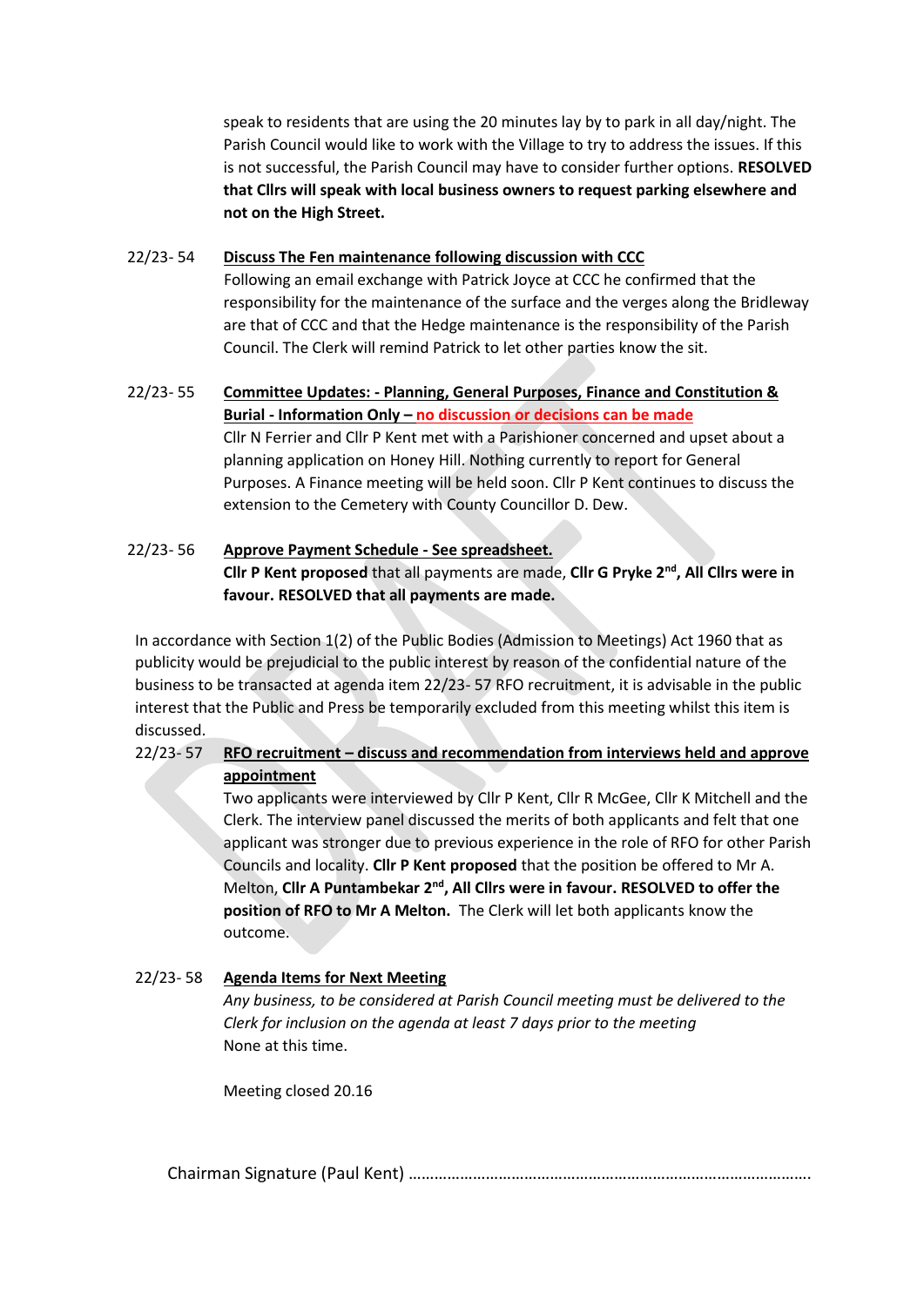speak to residents that are using the 20 minutes lay by to park in all day/night. The Parish Council would like to work with the Village to try to address the issues. If this is not successful, the Parish Council may have to consider further options. **RESOLVED that Cllrs will speak with local business owners to request parking elsewhere and not on the High Street.**

22/23- 54 **Discuss The Fen maintenance following discussion with CCC**

Following an email exchange with Patrick Joyce at CCC he confirmed that the responsibility for the maintenance of the surface and the verges along the Bridleway are that of CCC and that the Hedge maintenance is the responsibility of the Parish Council. The Clerk will remind Patrick to let other parties know the sit.

22/23- 55 **Committee Updates: - Planning, General Purposes, Finance and Constitution & Burial - Information Only – no discussion or decisions can be made**

Cllr N Ferrier and Cllr P Kent met with a Parishioner concerned and upset about a planning application on Honey Hill. Nothing currently to report for General Purposes. A Finance meeting will be held soon. Cllr P Kent continues to discuss the extension to the Cemetery with County Councillor D. Dew.

22/23- 56 **Approve Payment Schedule - See spreadsheet.**

**Cllr P Kent proposed** that all payments are made, **Cllr G Pryke 2nd, All Cllrs were in favour. RESOLVED that all payments are made.**

In accordance with Section 1(2) of the Public Bodies (Admission to Meetings) Act 1960 that as publicity would be prejudicial to the public interest by reason of the confidential nature of the business to be transacted at agenda item 22/23- 57 RFO recruitment, it is advisable in the public interest that the Public and Press be temporarily excluded from this meeting whilst this item is discussed.

22/23- 57 **RFO recruitment – discuss and recommendation from interviews held and approve appointment**

Two applicants were interviewed by Cllr P Kent, Cllr R McGee, Cllr K Mitchell and the Clerk. The interview panel discussed the merits of both applicants and felt that one applicant was stronger due to previous experience in the role of RFO for other Parish Councils and locality. **Cllr P Kent proposed** that the position be offered to Mr A. Melton, **Cllr A Puntambekar 2nd, All Cllrs were in favour. RESOLVED to offer the position of RFO to Mr A Melton.** The Clerk will let both applicants know the outcome.

22/23- 58 **Agenda Items for Next Meeting**

*Any business, to be considered at Parish Council meeting must be delivered to the Clerk for inclusion on the agenda at least 7 days prior to the meeting*

None at this time.

Meeting closed 20.16

Chairman Signature (Paul Kent) ………………………………………………………………………………….